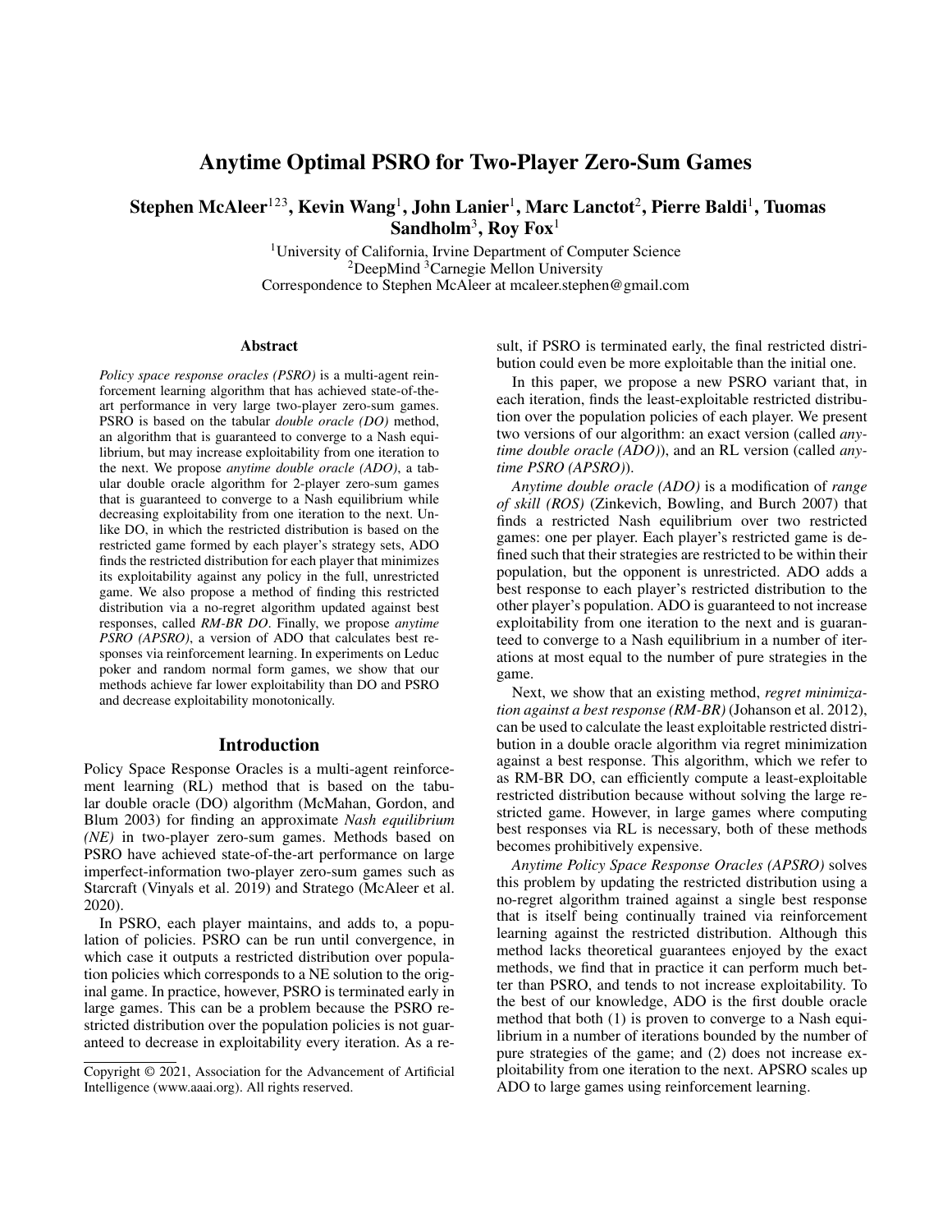# Anytime Optimal PSRO for Two-Player Zero-Sum Games

**Stephen McAleer[1 2 3], Kevin Wang[1], John Lanier[1], Marc Lanctot[2], Pierre Baldi[1], Tuomas Sandholm[3], Roy Fox[1]**

[1]University of California, Irvine Department of Computer Science
[2]DeepMind [3]Carnegie Mellon University
Correspondence to Stephen McAleer at mcaleer.stephen@gmail.com

## Abstract

*Policy space response oracles (PSRO)* is a multi-agent reinforcement learning algorithm that has achieved state-of-the-art performance in very large two-player zero-sum games. PSRO is based on the tabular *double oracle (DO)* method, an algorithm that is guaranteed to converge to a Nash equilibrium, but may increase exploitability from one iteration to the next. We propose *anytime double oracle (ADO)*, a tabular double oracle algorithm for 2-player zero-sum games that is guaranteed to converge to a Nash equilibrium while decreasing exploitability from one iteration to the next. Unlike DO, in which the restricted distribution is based on the restricted game formed by each player's strategy sets, ADO finds the restricted distribution for each player that minimizes its exploitability against any policy in the full, unrestricted game. We also propose a method of finding this restricted distribution via a no-regret algorithm updated against best responses, called *RM-BR DO*. Finally, we propose *anytime PSRO (APSRO)*, a version of ADO that calculates best responses via reinforcement learning. In experiments on Leduc poker and random normal form games, we show that our methods achieve far lower exploitability than DO and PSRO and decrease exploitability monotonically.

## Introduction

Policy Space Response Oracles is a multi-agent reinforcement learning (RL) method that is based on the tabular double oracle (DO) algorithm (McMahan, Gordon, and Blum 2003) for finding an approximate *Nash equilibrium (NE)* in two-player zero-sum games. Methods based on PSRO have achieved state-of-the-art performance on large imperfect-information two-player zero-sum games such as Starcraft (Vinyals et al. 2019) and Stratego (McAleer et al. 2020).

In PSRO, each player maintains, and adds to, a population of policies. PSRO can be run until convergence, in which case it outputs a restricted distribution over population policies which corresponds to a NE solution to the original game. In practice, however, PSRO is terminated early in large games. This can be a problem because the PSRO restricted distribution over the population policies is not guaranteed to decrease in exploitability every iteration. As a result, if PSRO is terminated early, the final restricted distribution could even be more exploitable than the initial one.

In this paper, we propose a new PSRO variant that, in each iteration, finds the least-exploitable restricted distribution over the population policies of each player. We present two versions of our algorithm: an exact version (called *anytime double oracle (ADO)*), and an RL version (called *anytime PSRO (APSRO)*).

*Anytime double oracle (ADO)* is a modification of *range of skill (ROS)* (Zinkevich, Bowling, and Burch 2007) that finds a restricted Nash equilibrium over two restricted games: one per player. Each player's restricted game is defined such that their strategies are restricted to be within their population, but the opponent is unrestricted. ADO adds a best response to each player's restricted distribution to the other player's population. ADO is guaranteed to not increase exploitability from one iteration to the next and is guaranteed to converge to a Nash equilibrium in a number of iterations at most equal to the number of pure strategies in the game.

Next, we show that an existing method, *regret minimization against a best response (RM-BR)* (Johanson et al. 2012), can be used to calculate the least exploitable restricted distribution in a double oracle algorithm via regret minimization against a best response. This algorithm, which we refer to as RM-BR DO, can efficiently compute a least-exploitable restricted distribution because without solving the large restricted game. However, in large games where computing best responses via RL is necessary, both of these methods becomes prohibitively expensive.

*Anytime Policy Space Response Oracles (APSRO)* solves this problem by updating the restricted distribution using a no-regret algorithm trained against a single best response that is itself being continually trained via reinforcement learning against the restricted distribution. Although this method lacks theoretical guarantees enjoyed by the exact methods, we find that in practice it can perform much better than PSRO, and tends to not increase exploitability. To the best of our knowledge, ADO is the first double oracle method that both (1) is proven to converge to a Nash equilibrium in a number of iterations bounded by the number of pure strategies of the game; and (2) does not increase exploitability from one iteration to the next. APSRO scales up ADO to large games using reinforcement learning.

Copyright © 2021, Association for the Advancement of Artificial Intelligence (www.aaai.org). All rights reserved.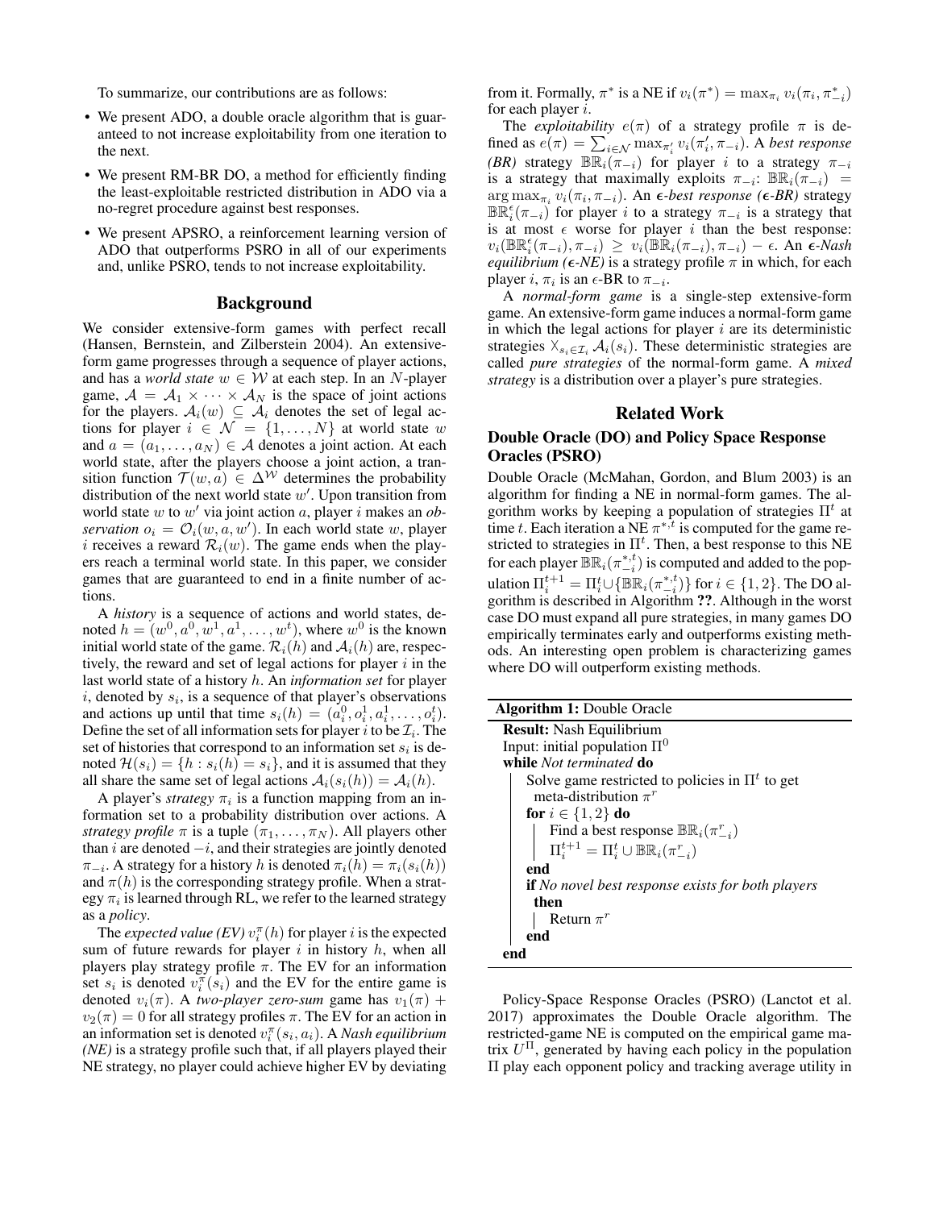To summarize, our contributions are as follows:

- We present ADO, a double oracle algorithm that is guaranteed to not increase exploitability from one iteration to the next.
- We present RM-BR DO, a method for efficiently finding the least-exploitable restricted distribution in ADO via a no-regret procedure against best responses.
- We present APSRO, a reinforcement learning version of ADO that outperforms PSRO in all of our experiments and, unlike PSRO, tends to not increase exploitability.

## Background

We consider extensive-form games with perfect recall (Hansen, Bernstein, and Zilberstein 2004). An extensive-form game progresses through a sequence of player actions, and has a *world state* $w \in \mathcal{W}$ at each step. In an $N$-player game, $\mathcal{A} = \mathcal{A}_1 \times \cdots \times \mathcal{A}_N$ is the space of joint actions for the players. $\mathcal{A}_i(w) \subseteq \mathcal{A}_i$ denotes the set of legal actions for player $i \in \mathcal{N} = \{1, \ldots, N\}$ at world state $w$ and $a = (a_1, \ldots, a_N) \in \mathcal{A}$ denotes a joint action. At each world state, after the players choose a joint action, a transition function $\mathcal{T}(w, a) \in \Delta^{\mathcal{W}}$ determines the probability distribution of the next world state $w'$. Upon transition from world state $w$ to $w'$ via joint action $a$, player $i$ makes an *observation* $o_i = \mathcal{O}_i(w, a, w')$. In each world state $w$, player $i$ receives a reward $\mathcal{R}_i(w)$. The game ends when the players reach a terminal world state. In this paper, we consider games that are guaranteed to end in a finite number of actions.

A *history* is a sequence of actions and world states, denoted $h = (w^0, a^0, w^1, a^1, \ldots, w^t)$, where $w^0$ is the known initial world state of the game. $\mathcal{R}_i(h)$ and $\mathcal{A}_i(h)$ are, respectively, the reward and set of legal actions for player $i$ in the last world state of a history $h$. An *information set* for player $i$, denoted by $s_i$, is a sequence of that player's observations and actions up until that time $s_i(h) = (a_i^0, o_i^1, a_i^1, \ldots, o_i^t)$. Define the set of all information sets for player $i$ to be $\mathcal{I}_i$. The set of histories that correspond to an information set $s_i$ is denoted $\mathcal{H}(s_i) = \{h : s_i(h) = s_i\}$, and it is assumed that they all share the same set of legal actions $\mathcal{A}_i(s_i(h)) = \mathcal{A}_i(h)$.

A player's *strategy* $\pi_i$ is a function mapping from an information set to a probability distribution over actions. A *strategy profile* $\pi$ is a tuple $(\pi_1, \ldots, \pi_N)$. All players other than $i$ are denoted $-i$, and their strategies are jointly denoted $\pi_{-i}$. A strategy for a history $h$ is denoted $\pi_i(h) = \pi_i(s_i(h))$ and $\pi(h)$ is the corresponding strategy profile. When a strategy $\pi_i$ is learned through RL, we refer to the learned strategy as a *policy*.

The *expected value (EV)* $v_i^\pi(h)$ for player $i$ is the expected sum of future rewards for player $i$ in history $h$, when all players play strategy profile $\pi$. The EV for an information set $s_i$ is denoted $v_i^\pi(s_i)$ and the EV for the entire game is denoted $v_i(\pi)$. A *two-player zero-sum* game has $v_1(\pi) + v_2(\pi) = 0$ for all strategy profiles $\pi$. The EV for an action in an information set is denoted $v_i^\pi(s_i, a_i)$. A *Nash equilibrium (NE)* is a strategy profile such that, if all players played their NE strategy, no player could achieve higher EV by deviating from it. Formally, $\pi^*$ is a NE if $v_i(\pi^*) = \max_{\pi_i} v_i(\pi_i, \pi^*_{-i})$ for each player $i$.

The *exploitability* $e(\pi)$ of a strategy profile $\pi$ is defined as $e(\pi) = \sum_{i \in \mathcal{N}} \max_{\pi'_i} v_i(\pi'_i, \pi_{-i})$. A *best response (BR)* strategy $\mathbb{BR}_i(\pi_{-i})$ for player $i$ to a strategy $\pi_{-i}$ is a strategy that maximally exploits $\pi_{-i}$: $\mathbb{BR}_i(\pi_{-i}) = \arg\max_{\pi_i} v_i(\pi_i, \pi_{-i})$. An *$\epsilon$-best response ($\epsilon$-BR)* strategy $\mathbb{BR}_i^\epsilon(\pi_{-i})$ for player $i$ to a strategy $\pi_{-i}$ is a strategy that is at most $\epsilon$ worse for player $i$ than the best response: $v_i(\mathbb{BR}_i^\epsilon(\pi_{-i}), \pi_{-i}) \geq v_i(\mathbb{BR}_i(\pi_{-i}), \pi_{-i}) - \epsilon$. An *$\epsilon$-Nash equilibrium ($\epsilon$-NE)* is a strategy profile $\pi$ in which, for each player $i$, $\pi_i$ is an $\epsilon$-BR to $\pi_{-i}$.

A *normal-form game* is a single-step extensive-form game. An extensive-form game induces a normal-form game in which the legal actions for player $i$ are its deterministic strategies $\times_{s_i \in \mathcal{I}_i} \mathcal{A}_i(s_i)$. These deterministic strategies are called *pure strategies* of the normal-form game. A *mixed strategy* is a distribution over a player's pure strategies.

## Related Work

### Double Oracle (DO) and Policy Space Response Oracles (PSRO)

Double Oracle (McMahan, Gordon, and Blum 2003) is an algorithm for finding a NE in normal-form games. The algorithm works by keeping a population of strategies $\Pi^t$ at time $t$. Each iteration a NE $\pi^{*,t}$ is computed for the game restricted to strategies in $\Pi^t$. Then, a best response to this NE for each player $\mathbb{BR}_i(\pi^{*,t}_{-i})$ is computed and added to the population $\Pi_i^{t+1} = \Pi_i^t \cup \{\mathbb{BR}_i(\pi^{*,t}_{-i})\}$ for $i \in \{1, 2\}$. The DO algorithm is described in Algorithm ??. Although in the worst case DO must expand all pure strategies, in many games DO empirically terminates early and outperforms existing methods. An interesting open problem is characterizing games where DO will outperform existing methods.

**Algorithm 1:** Double Oracle

```
Result: Nash Equilibrium
Input: initial population Π^0
while Not terminated do
    Solve game restricted to policies in Π^t to get
      meta-distribution π^r
    for i ∈ {1, 2} do
        Find a best response BR_i(π^r_{-i})
        Π_i^{t+1} = Π_i^t ∪ BR_i(π^r_{-i})
    end
    if No novel best response exists for both players
      then
        Return π^r
    end
end
```

Policy-Space Response Oracles (PSRO) (Lanctot et al. 2017) approximates the Double Oracle algorithm. The restricted-game NE is computed on the empirical game matrix $U^\Pi$, generated by having each policy in the population $\Pi$ play each opponent policy and tracking average utility in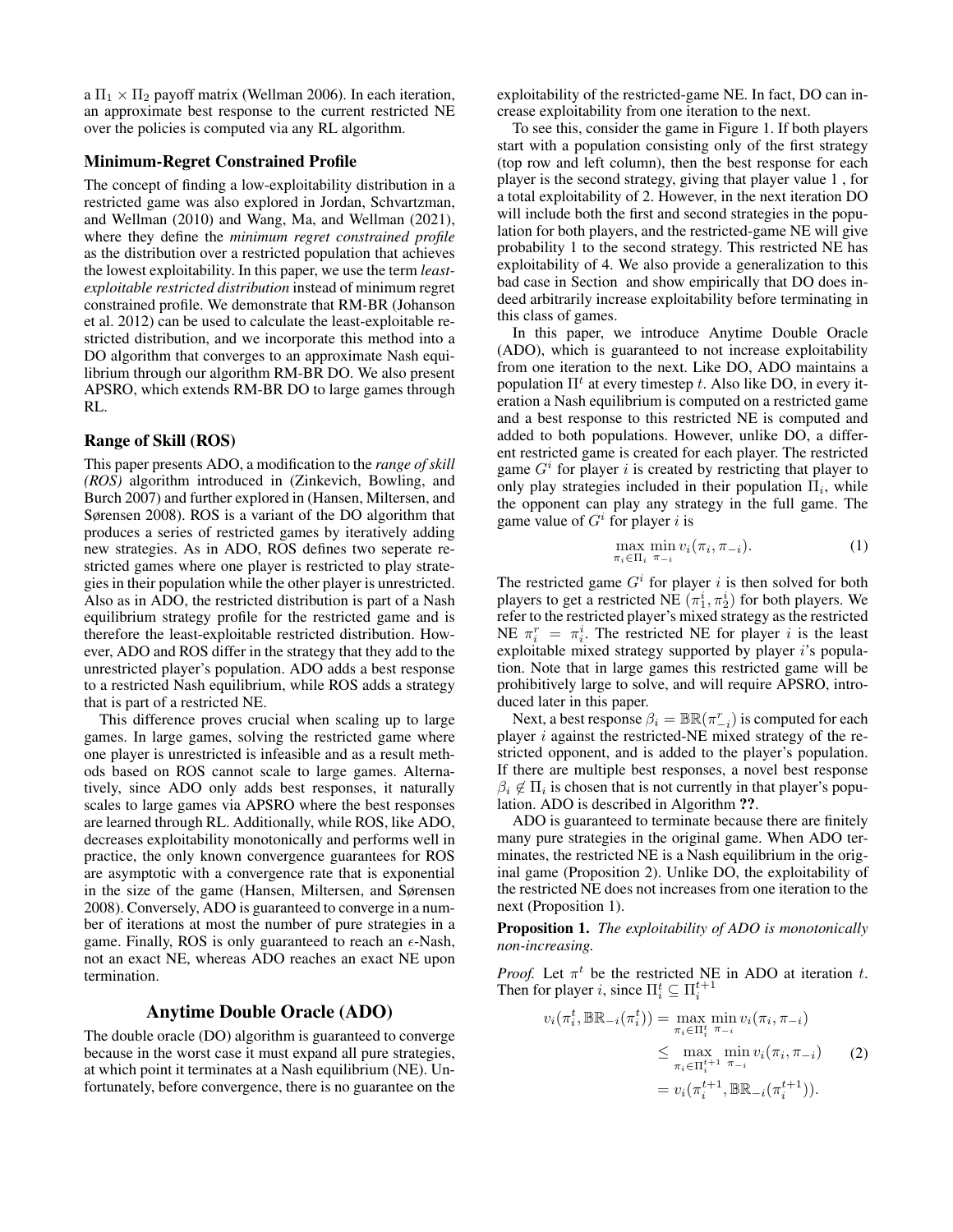a $\Pi_1 \times \Pi_2$ payoff matrix (Wellman 2006). In each iteration, an approximate best response to the current restricted NE over the policies is computed via any RL algorithm.

### Minimum-Regret Constrained Profile

The concept of finding a low-exploitability distribution in a restricted game was also explored in Jordan, Schvartzman, and Wellman (2010) and Wang, Ma, and Wellman (2021), where they define the *minimum regret constrained profile* as the distribution over a restricted population that achieves the lowest exploitability. In this paper, we use the term *least-exploitable restricted distribution* instead of minimum regret constrained profile. We demonstrate that RM-BR (Johanson et al. 2012) can be used to calculate the least-exploitable restricted distribution, and we incorporate this method into a DO algorithm that converges to an approximate Nash equilibrium through our algorithm RM-BR DO. We also present APSRO, which extends RM-BR DO to large games through RL.

### Range of Skill (ROS)

This paper presents ADO, a modification to the *range of skill (ROS)* algorithm introduced in (Zinkevich, Bowling, and Burch 2007) and further explored in (Hansen, Miltersen, and Sørensen 2008). ROS is a variant of the DO algorithm that produces a series of restricted games by iteratively adding new strategies. As in ADO, ROS defines two seperate restricted games where one player is restricted to play strategies in their population while the other player is unrestricted. Also as in ADO, the restricted distribution is part of a Nash equilibrium strategy profile for the restricted game and is therefore the least-exploitable restricted distribution. However, ADO and ROS differ in the strategy that they add to the unrestricted player's population. ADO adds a best response to a restricted Nash equilibrium, while ROS adds a strategy that is part of a restricted NE.

This difference proves crucial when scaling up to large games. In large games, solving the restricted game where one player is unrestricted is infeasible and as a result methods based on ROS cannot scale to large games. Alternatively, since ADO only adds best responses, it naturally scales to large games via APSRO where the best responses are learned through RL. Additionally, while ROS, like ADO, decreases exploitability monotonically and performs well in practice, the only known convergence guarantees for ROS are asymptotic with a convergence rate that is exponential in the size of the game (Hansen, Miltersen, and Sørensen 2008). Conversely, ADO is guaranteed to converge in a number of iterations at most the number of pure strategies in a game. Finally, ROS is only guaranteed to reach an $\epsilon$-Nash, not an exact NE, whereas ADO reaches an exact NE upon termination.

## Anytime Double Oracle (ADO)

The double oracle (DO) algorithm is guaranteed to converge because in the worst case it must expand all pure strategies, at which point it terminates at a Nash equilibrium (NE). Unfortunately, before convergence, there is no guarantee on the exploitability of the restricted-game NE. In fact, DO can increase exploitability from one iteration to the next.

To see this, consider the game in Figure 1. If both players start with a population consisting only of the first strategy (top row and left column), then the best response for each player is the second strategy, giving that player value 1 , for a total exploitability of 2. However, in the next iteration DO will include both the first and second strategies in the population for both players, and the restricted-game NE will give probability 1 to the second strategy. This restricted NE has exploitability of 4. We also provide a generalization to this bad case in Section and show empirically that DO does indeed arbitrarily increase exploitability before terminating in this class of games.

In this paper, we introduce Anytime Double Oracle (ADO), which is guaranteed to not increase exploitability from one iteration to the next. Like DO, ADO maintains a population $\Pi^t$ at every timestep $t$. Also like DO, in every iteration a Nash equilibrium is computed on a restricted game and a best response to this restricted NE is computed and added to both populations. However, unlike DO, a different restricted game is created for each player. The restricted game $G^i$ for player $i$ is created by restricting that player to only play strategies included in their population $\Pi_i$, while the opponent can play any strategy in the full game. The game value of $G^i$ for player $i$ is

$$\max_{\pi_i \in \Pi_i} \min_{\pi_{-i}} v_i(\pi_i, \pi_{-i}). \tag{1}$$

The restricted game $G^i$ for player $i$ is then solved for both players to get a restricted NE $(\pi_1^i, \pi_2^i)$ for both players. We refer to the restricted player's mixed strategy as the restricted NE $\pi_i^r = \pi_i^i$. The restricted NE for player $i$ is the least exploitable mixed strategy supported by player $i$'s population. Note that in large games this restricted game will be prohibitively large to solve, and will require APSRO, introduced later in this paper.

Next, a best response $\beta_i = \mathbb{BR}(\pi_{-i}^r)$ is computed for each player $i$ against the restricted-NE mixed strategy of the restricted opponent, and is added to the player's population. If there are multiple best responses, a novel best response $\beta_i \notin \Pi_i$ is chosen that is not currently in that player's population. ADO is described in Algorithm **??**.

ADO is guaranteed to terminate because there are finitely many pure strategies in the original game. When ADO terminates, the restricted NE is a Nash equilibrium in the original game (Proposition 2). Unlike DO, the exploitability of the restricted NE does not increases from one iteration to the next (Proposition 1).

**Proposition 1.** *The exploitability of ADO is monotonically non-increasing.*

*Proof.* Let $\pi^t$ be the restricted NE in ADO at iteration $t$. Then for player $i$, since $\Pi_i^t \subseteq \Pi_i^{t+1}$

$$\begin{aligned} v_i(\pi_i^t, \mathbb{BR}_{-i}(\pi_i^t)) &= \max_{\pi_i \in \Pi_i^t} \min_{\pi_{-i}} v_i(\pi_i, \pi_{-i}) \\ &\leq \max_{\pi_i \in \Pi_i^{t+1}} \min_{\pi_{-i}} v_i(\pi_i, \pi_{-i}) \\ &= v_i(\pi_i^{t+1}, \mathbb{BR}_{-i}(\pi_i^{t+1})). \end{aligned} \tag{2}$$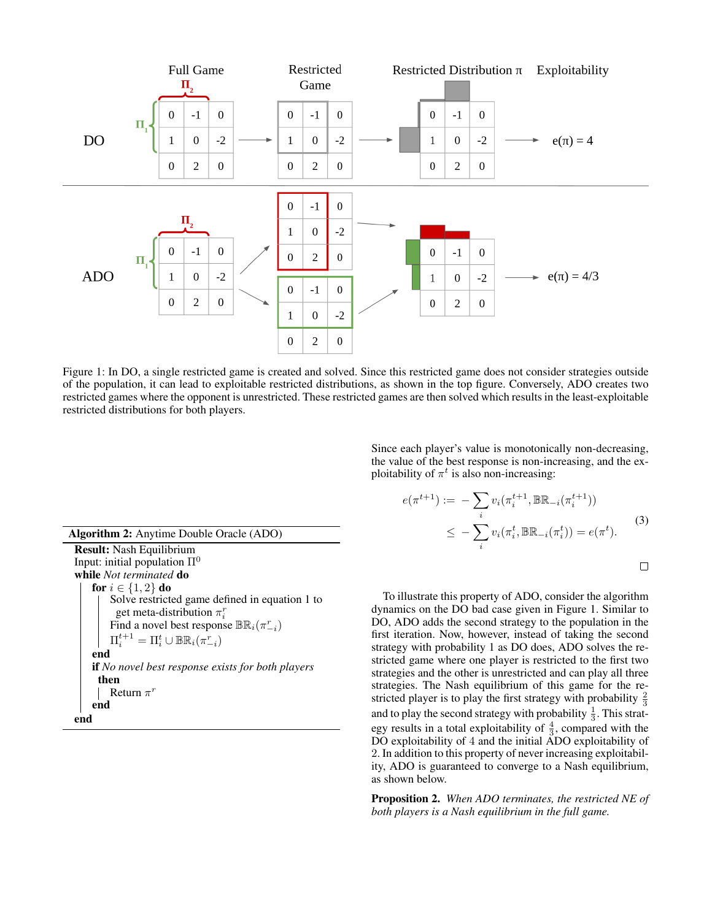| | Full Game | | | | Restricted Game | | | | Restricted Distribution π | | | Exploitability |
|---|---|---|---|---|---|---|---|---|---|---|---|---|
| DO | 0 | -1 | 0 | → | 0 | -1 | 0 | → | 0 | -1 | 0 | |
| | 1 | 0 | -2 | | 1 | 0 | -2 | | 1 | 0 | -2 | e(π) = 4 |
| | 0 | 2 | 0 | | 0 | 2 | 0 | | 0 | 2 | 0 | |

| | Full Game | | | | Restricted Games | | | | Restricted Distribution π | | | Exploitability |
|---|---|---|---|---|---|---|---|---|---|---|---|---|
| ADO | 0 | -1 | 0 | | 0 | -1 | 0 | | 0 | -1 | 0 | |
| | 1 | 0 | -2 | | 1 | 0 | -2 | | 1 | 0 | -2 | e(π) = 4/3 |
| | 0 | 2 | 0 | | 0 | 2 | 0 | | 0 | 2 | 0 | |
| | | | | | 0 | -1 | 0 | | | | | |
| | | | | | 1 | 0 | -2 | | | | | |
| | | | | | 0 | 2 | 0 | | | | | |

Figure 1: In DO, a single restricted game is created and solved. Since this restricted game does not consider strategies outside of the population, it can lead to exploitable restricted distributions, as shown in the top figure. Conversely, ADO creates two restricted games where the opponent is unrestricted. These restricted games are then solved which results in the least-exploitable restricted distributions for both players.

**Algorithm 2:** Anytime Double Oracle (ADO)

```
Result: Nash Equilibrium
Input: initial population Π^0
while Not terminated do
    for i ∈ {1, 2} do
        Solve restricted game defined in equation 1 to
          get meta-distribution π_i^r
        Find a novel best response BR_i(π_{-i}^r)
        Π_i^{t+1} = Π_i^t ∪ BR_i(π_{-i}^r)
    end
    if No novel best response exists for both players
      then
        Return π^r
    end
end
```

Since each player's value is monotonically non-decreasing, the value of the best response is non-increasing, and the exploitability of $\pi^t$ is also non-increasing:

$$
\begin{aligned}
e(\pi^{t+1}) &:= -\sum_i v_i(\pi_i^{t+1}, \mathbb{BR}_{-i}(\pi_i^{t+1})) \\
&\leq -\sum_i v_i(\pi_i^t, \mathbb{BR}_{-i}(\pi_i^t)) = e(\pi^t).
\end{aligned}
\tag{3}
$$

□

To illustrate this property of ADO, consider the algorithm dynamics on the DO bad case given in Figure 1. Similar to DO, ADO adds the second strategy to the population in the first iteration. Now, however, instead of taking the second strategy with probability 1 as DO does, ADO solves the restricted game where one player is restricted to the first two strategies and the other is unrestricted and can play all three strategies. The Nash equilibrium of this game for the restricted player is to play the first strategy with probability $\frac{2}{3}$ and to play the second strategy with probability $\frac{1}{3}$. This strategy results in a total exploitability of $\frac{4}{3}$, compared with the DO exploitability of $4$ and the initial ADO exploitability of 2. In addition to this property of never increasing exploitability, ADO is guaranteed to converge to a Nash equilibrium, as shown below.

**Proposition 2.** *When ADO terminates, the restricted NE of both players is a Nash equilibrium in the full game.*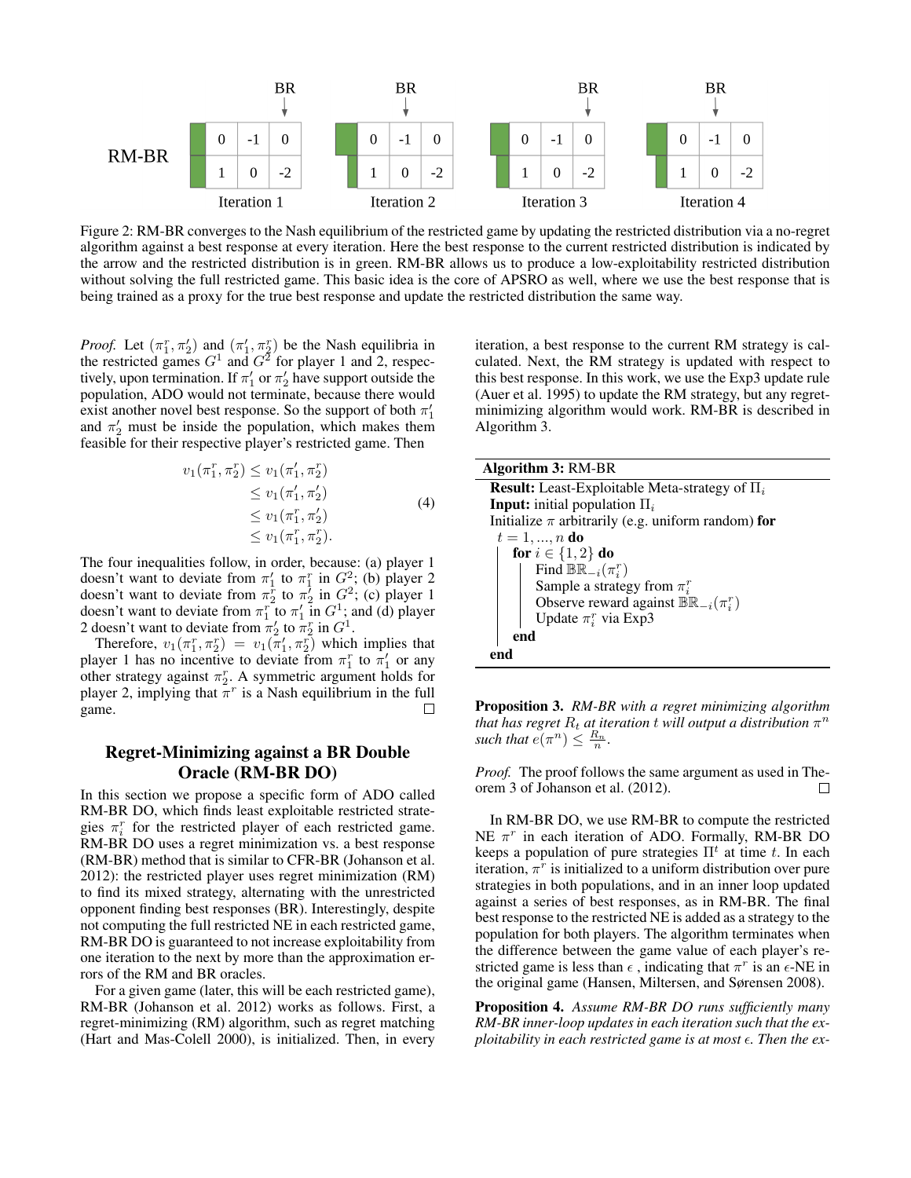RM-BR

BR

| | | |
|---|---|---|
| 0 | -1 | 0 |
| 1 | 0 | -2 |

Iteration 1

BR

| | | |
|---|---|---|
| 0 | -1 | 0 |
| 1 | 0 | -2 |

Iteration 2

BR

| | | |
|---|---|---|
| 0 | -1 | 0 |
| 1 | 0 | -2 |

Iteration 3

BR

| | | |
|---|---|---|
| 0 | -1 | 0 |
| 1 | 0 | -2 |

Iteration 4

Figure 2: RM-BR converges to the Nash equilibrium of the restricted game by updating the restricted distribution via a no-regret algorithm against a best response at every iteration. Here the best response to the current restricted distribution is indicated by the arrow and the restricted distribution is in green. RM-BR allows us to produce a low-exploitability restricted distribution without solving the full restricted game. This basic idea is the core of APSRO as well, where we use the best response that is being trained as a proxy for the true best response and update the restricted distribution the same way.

*Proof.* Let $(\pi_1^r, \pi_2')$ and $(\pi_1', \pi_2^r)$ be the Nash equilibria in the restricted games $G^1$ and $G^2$ for player 1 and 2, respectively, upon termination. If $\pi_1'$ or $\pi_2'$ have support outside the population, ADO would not terminate, because there would exist another novel best response. So the support of both $\pi_1'$ and $\pi_2'$ must be inside the population, which makes them feasible for their respective player's restricted game. Then

$$
\begin{aligned}
v_1(\pi_1^r, \pi_2^r) &\leq v_1(\pi_1', \pi_2^r) \\
&\leq v_1(\pi_1', \pi_2') \\
&\leq v_1(\pi_1^r, \pi_2') \\
&\leq v_1(\pi_1^r, \pi_2^r).
\end{aligned} \tag{4}
$$

The four inequalities follow, in order, because: (a) player 1 doesn't want to deviate from $\pi_1'$ to $\pi_1^r$ in $G^2$; (b) player 2 doesn't want to deviate from $\pi_2^r$ to $\pi_2'$ in $G^2$; (c) player 1 doesn't want to deviate from $\pi_1^r$ to $\pi_1'$ in $G^1$; and (d) player 2 doesn't want to deviate from $\pi_2'$ to $\pi_2^r$ in $G^1$.

Therefore, $v_1(\pi_1^r, \pi_2^r) = v_1(\pi_1', \pi_2^r)$ which implies that player 1 has no incentive to deviate from $\pi_1^r$ to $\pi_1'$ or any other strategy against $\pi_2^r$. A symmetric argument holds for player 2, implying that $\pi^r$ is a Nash equilibrium in the full game. ☐

## Regret-Minimizing against a BR Double Oracle (RM-BR DO)

In this section we propose a specific form of ADO called RM-BR DO, which finds least exploitable restricted strategies $\pi_i^r$ for the restricted player of each restricted game. RM-BR DO uses a regret minimization vs. a best response (RM-BR) method that is similar to CFR-BR (Johanson et al. 2012): the restricted player uses regret minimization (RM) to find its mixed strategy, alternating with the unrestricted opponent finding best responses (BR). Interestingly, despite not computing the full restricted NE in each restricted game, RM-BR DO is guaranteed to not increase exploitability from one iteration to the next by more than the approximation errors of the RM and BR oracles.

For a given game (later, this will be each restricted game), RM-BR (Johanson et al. 2012) works as follows. First, a regret-minimizing (RM) algorithm, such as regret matching (Hart and Mas-Colell 2000), is initialized. Then, in every iteration, a best response to the current RM strategy is calculated. Next, the RM strategy is updated with respect to this best response. In this work, we use the Exp3 update rule (Auer et al. 1995) to update the RM strategy, but any regret-minimizing algorithm would work. RM-BR is described in Algorithm 3.

**Algorithm 3:** RM-BR

```
Result: Least-Exploitable Meta-strategy of Π_i
Input: initial population Π_i
Initialize π arbitrarily (e.g. uniform random) for
  t = 1, ..., n do
    for i ∈ {1, 2} do
        Find BR_{-i}(π_i^r)
        Sample a strategy from π_i^r
        Observe reward against BR_{-i}(π_i^r)
        Update π_i^r via Exp3
    end
end
```

**Proposition 3.** *RM-BR with a regret minimizing algorithm that has regret $R_t$ at iteration $t$ will output a distribution $\pi^n$ such that $e(\pi^n) \leq \frac{R_n}{n}$.*

*Proof.* The proof follows the same argument as used in Theorem 3 of Johanson et al. (2012). ☐

In RM-BR DO, we use RM-BR to compute the restricted NE $\pi^r$ in each iteration of ADO. Formally, RM-BR DO keeps a population of pure strategies $\Pi^t$ at time $t$. In each iteration, $\pi^r$ is initialized to a uniform distribution over pure strategies in both populations, and in an inner loop updated against a series of best responses, as in RM-BR. The final best response to the restricted NE is added as a strategy to the population for both players. The algorithm terminates when the difference between the game value of each player's restricted game is less than $\epsilon$ , indicating that $\pi^r$ is an $\epsilon$-NE in the original game (Hansen, Miltersen, and Sørensen 2008).

**Proposition 4.** *Assume RM-BR DO runs sufficiently many RM-BR inner-loop updates in each iteration such that the exploitability in each restricted game is at most $\epsilon$. Then the ex-*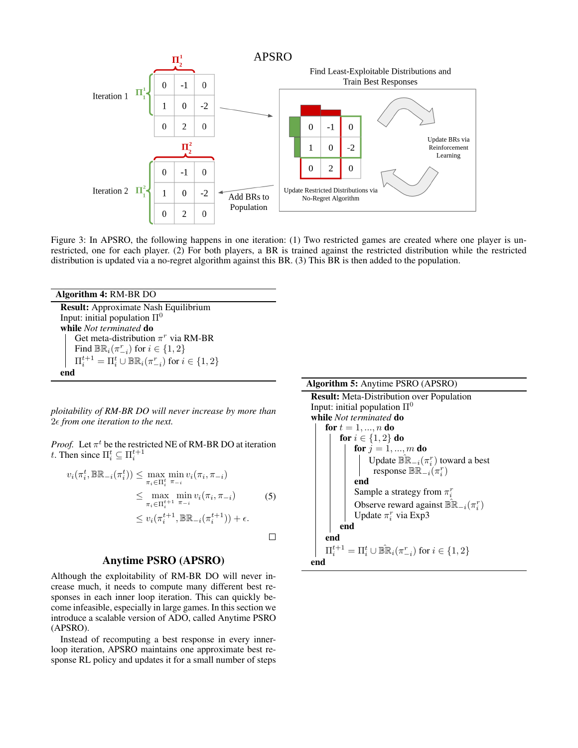APSRO

Iteration 1

$\Pi_2^1$

$\Pi_1^1$

| | | |
|---|---|---|
| 0 | -1 | 0 |
| 1 | 0 | -2 |
| 0 | 2 | 0 |

Iteration 2

$\Pi_2^2$

$\Pi_1^2$

| | | |
|---|---|---|
| 0 | -1 | 0 |
| 1 | 0 | -2 |
| 0 | 2 | 0 |

Find Least-Exploitable Distributions and Train Best Responses

| | | |
|---|---|---|
| 0 | -1 | 0 |
| 1 | 0 | -2 |
| 0 | 2 | 0 |

Update BRs via Reinforcement Learning

Update Restricted Distributions via No-Regret Algorithm

Add BRs to Population

Figure 3: In APSRO, the following happens in one iteration: (1) Two restricted games are created where one player is unrestricted, one for each player. (2) For both players, a BR is trained against the restricted distribution while the restricted distribution is updated via a no-regret algorithm against this BR. (3) This BR is then added to the population.

**Algorithm 4:** RM-BR DO

```
Result: Approximate Nash Equilibrium
Input: initial population Π^0
while Not terminated do
    Get meta-distribution π^r via RM-BR
    Find BR_i(π^r_{-i}) for i ∈ {1,2}
    Π_i^{t+1} = Π_i^t ∪ BR_i(π^r_{-i}) for i ∈ {1,2}
end
```

*ploitability of RM-BR DO will never increase by more than $2\epsilon$ from one iteration to the next.*

*Proof.* Let $\pi^t$ be the restricted NE of RM-BR DO at iteration $t$. Then since $\Pi_i^t \subseteq \Pi_i^{t+1}$

$$
\begin{aligned}
v_i(\pi_i^t, \mathbb{BR}_{-i}(\pi_i^t)) &\leq \max_{\pi_i \in \Pi_i^t} \min_{\pi_{-i}} v_i(\pi_i, \pi_{-i}) \\
&\leq \max_{\pi_i \in \Pi_i^{t+1}} \min_{\pi_{-i}} v_i(\pi_i, \pi_{-i}) \\
&\leq v_i(\pi_i^{t+1}, \mathbb{BR}_{-i}(\pi_i^{t+1})) + \epsilon.
\end{aligned} \tag{5}
$$

□

## Anytime PSRO (APSRO)

Although the exploitability of RM-BR DO will never increase much, it needs to compute many different best responses in each inner loop iteration. This can quickly become infeasible, especially in large games. In this section we introduce a scalable version of ADO, called Anytime PSRO (APSRO).

Instead of recomputing a best response in every inner-loop iteration, APSRO maintains one approximate best response RL policy and updates it for a small number of steps

**Algorithm 5:** Anytime PSRO (APSRO)

```
Result: Meta-Distribution over Population
Input: initial population Π^0
while Not terminated do
    for t = 1, ..., n do
        for i ∈ {1,2} do
            for j = 1, ..., m do
                Update B̂R_{-i}(π_i^r) toward a best
                  response BR_{-i}(π_i^r)
            end
            Sample a strategy from π_i^r
            Observe reward against B̂R_{-i}(π_i^r)
            Update π_i^r via Exp3
        end
    end
    Π_i^{t+1} = Π_i^t ∪ B̂R_i(π^r_{-i}) for i ∈ {1,2}
end
```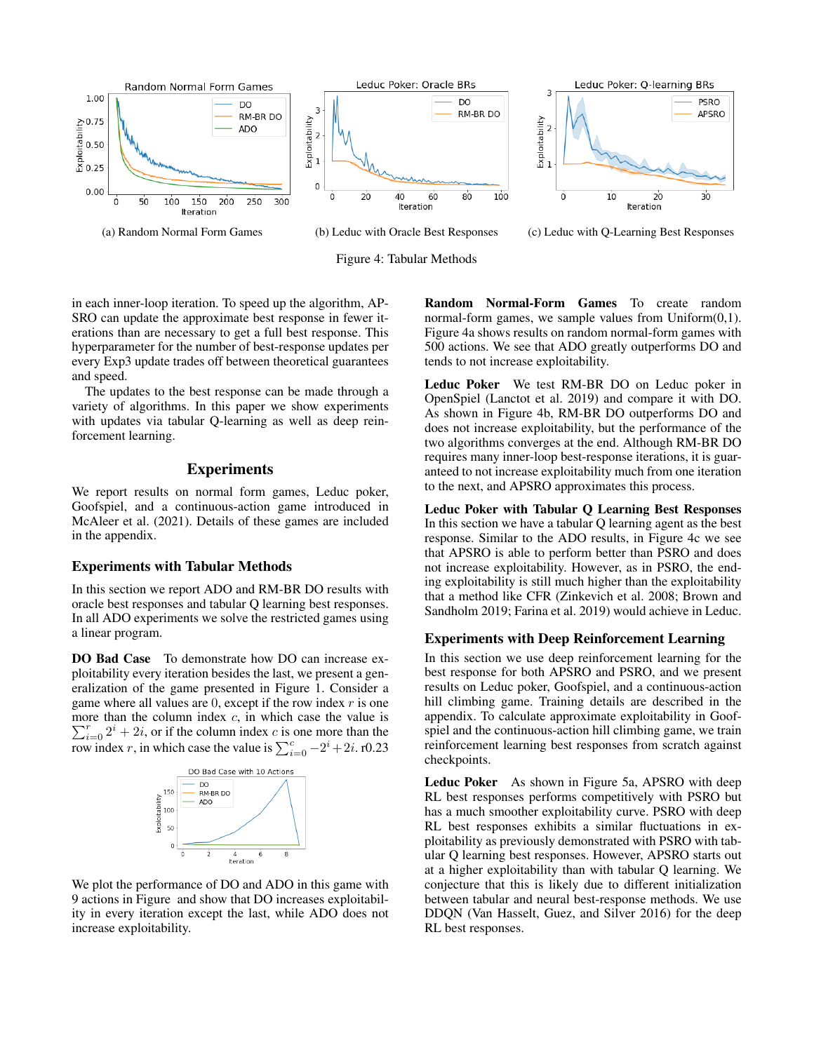Random Normal Form Games

1.00
0.75
0.50
0.25
0.00

Exploitability

0 50 100 150 200 250 300

Iteration

DO
RM-BR DO
ADO

Leduc Poker: Oracle BRs

3
2
1
0

Exploitability

0 20 40 60 80 100

Iteration

DO
RM-BR DO

Leduc Poker: Q-learning BRs

3
2
1

Exploitability

0 10 20 30

Iteration

PSRO
APSRO

(a) Random Normal Form Games

(b) Leduc with Oracle Best Responses

(c) Leduc with Q-Learning Best Responses

Figure 4: Tabular Methods

in each inner-loop iteration. To speed up the algorithm, APSRO can update the approximate best response in fewer iterations than are necessary to get a full best response. This hyperparameter for the number of best-response updates per every Exp3 update trades off between theoretical guarantees and speed.

The updates to the best response can be made through a variety of algorithms. In this paper we show experiments with updates via tabular Q-learning as well as deep reinforcement learning.

## Experiments

We report results on normal form games, Leduc poker, Goofspiel, and a continuous-action game introduced in McAleer et al. (2021). Details of these games are included in the appendix.

### Experiments with Tabular Methods

In this section we report ADO and RM-BR DO results with oracle best responses and tabular Q learning best responses. In all ADO experiments we solve the restricted games using a linear program.

**DO Bad Case** To demonstrate how DO can increase exploitability every iteration besides the last, we present a generalization of the game presented in Figure 1. Consider a game where all values are 0, except if the row index $r$ is one more than the column index $c$, in which case the value is $\sum_{i=0}^{r} 2^i + 2i$, or if the column index $c$ is one more than the row index $r$, in which case the value is $\sum_{i=0}^{c} -2^i + 2i$. r0.23

DO Bad Case with 10 Actions

150
100
50
0

Exploitability

0 2 4 6 8

Iteration

DO
RM-BR DO
ADO

We plot the performance of DO and ADO in this game with 9 actions in Figure and show that DO increases exploitability in every iteration except the last, while ADO does not increase exploitability.

**Random Normal-Form Games** To create random normal-form games, we sample values from Uniform(0,1). Figure 4a shows results on random normal-form games with 500 actions. We see that ADO greatly outperforms DO and tends to not increase exploitability.

**Leduc Poker** We test RM-BR DO on Leduc poker in OpenSpiel (Lanctot et al. 2019) and compare it with DO. As shown in Figure 4b, RM-BR DO outperforms DO and does not increase exploitability, but the performance of the two algorithms converges at the end. Although RM-BR DO requires many inner-loop best-response iterations, it is guaranteed to not increase exploitability much from one iteration to the next, and APSRO approximates this process.

**Leduc Poker with Tabular Q Learning Best Responses** In this section we have a tabular Q learning agent as the best response. Similar to the ADO results, in Figure 4c we see that APSRO is able to perform better than PSRO and does not increase exploitability. However, as in PSRO, the ending exploitability is still much higher than the exploitability that a method like CFR (Zinkevich et al. 2008; Brown and Sandholm 2019; Farina et al. 2019) would achieve in Leduc.

### Experiments with Deep Reinforcement Learning

In this section we use deep reinforcement learning for the best response for both APSRO and PSRO, and we present results on Leduc poker, Goofspiel, and a continuous-action hill climbing game. Training details are described in the appendix. To calculate approximate exploitability in Goofspiel and the continuous-action hill climbing game, we train reinforcement learning best responses from scratch against checkpoints.

**Leduc Poker** As shown in Figure 5a, APSRO with deep RL best responses performs competitively with PSRO but has a much smoother exploitability curve. PSRO with deep RL best responses exhibits a similar fluctuations in exploitability as previously demonstrated with PSRO with tabular Q learning best responses. However, APSRO starts out at a higher exploitability than with tabular Q learning. We conjecture that this is likely due to different initialization between tabular and neural best-response methods. We use DDQN (Van Hasselt, Guez, and Silver 2016) for the deep RL best responses.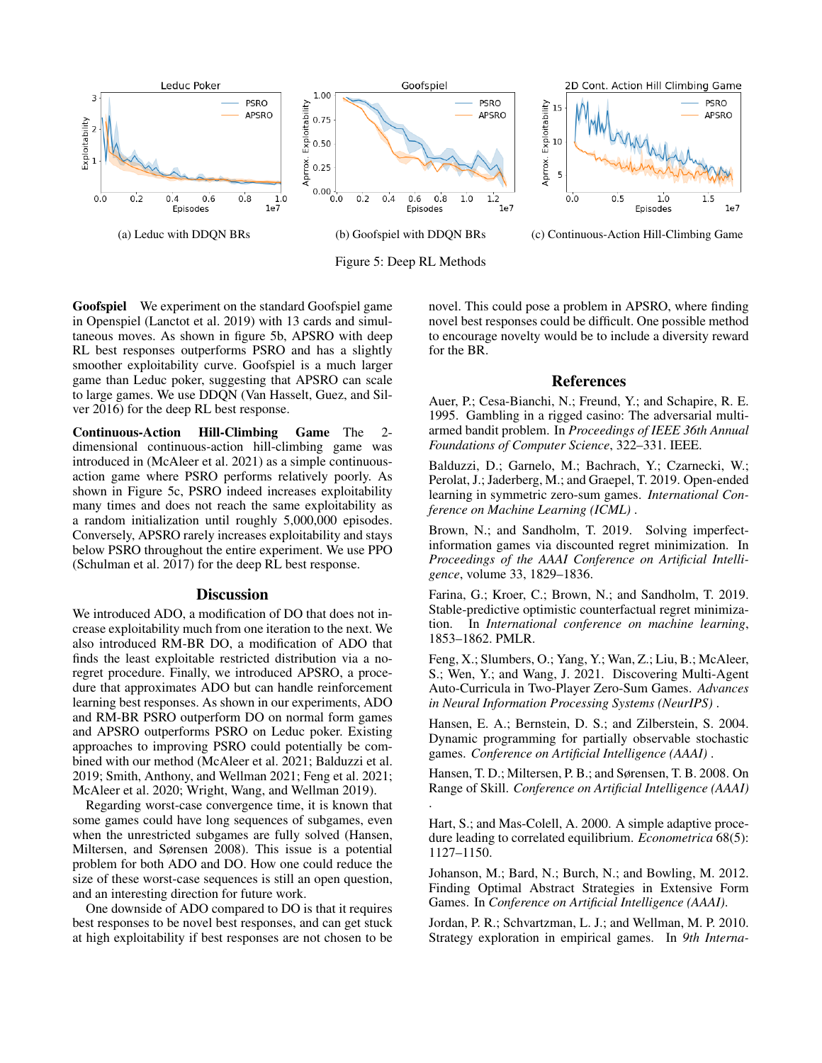Leduc Poker

3
2
1
Exploitability
0.0 0.2 0.4 0.6 0.8 1.0
Episodes 1e7
PSRO
APSRO

(a) Leduc with DDQN BRs

Goofspiel

1.00
0.75
0.50
0.25
0.00
Aprrox. Exploitability
0.0 0.2 0.4 0.6 0.8 1.0 1.2
Episodes 1e7
PSRO
APSRO

(b) Goofspiel with DDQN BRs

2D Cont. Action Hill Climbing Game

15
10
5
Aprrox. Exploitability
0.0 0.5 1.0 1.5
Episodes 1e7
PSRO
APSRO

(c) Continuous-Action Hill-Climbing Game

Figure 5: Deep RL Methods

**Goofspiel** We experiment on the standard Goofspiel game in Openspiel (Lanctot et al. 2019) with 13 cards and simultaneous moves. As shown in figure 5b, APSRO with deep RL best responses outperforms PSRO and has a slightly smoother exploitability curve. Goofspiel is a much larger game than Leduc poker, suggesting that APSRO can scale to large games. We use DDQN (Van Hasselt, Guez, and Silver 2016) for the deep RL best response.

**Continuous-Action Hill-Climbing Game** The 2-dimensional continuous-action hill-climbing game was introduced in (McAleer et al. 2021) as a simple continuous-action game where PSRO performs relatively poorly. As shown in Figure 5c, PSRO indeed increases exploitability many times and does not reach the same exploitability as a random initialization until roughly 5,000,000 episodes. Conversely, APSRO rarely increases exploitability and stays below PSRO throughout the entire experiment. We use PPO (Schulman et al. 2017) for the deep RL best response.

## Discussion

We introduced ADO, a modification of DO that does not increase exploitability much from one iteration to the next. We also introduced RM-BR DO, a modification of ADO that finds the least exploitable restricted distribution via a no-regret procedure. Finally, we introduced APSRO, a procedure that approximates ADO but can handle reinforcement learning best responses. As shown in our experiments, ADO and RM-BR PSRO outperform DO on normal form games and APSRO outperforms PSRO on Leduc poker. Existing approaches to improving PSRO could potentially be combined with our method (McAleer et al. 2021; Balduzzi et al. 2019; Smith, Anthony, and Wellman 2021; Feng et al. 2021; McAleer et al. 2020; Wright, Wang, and Wellman 2019).

Regarding worst-case convergence time, it is known that some games could have long sequences of subgames, even when the unrestricted subgames are fully solved (Hansen, Miltersen, and Sørensen 2008). This issue is a potential problem for both ADO and DO. How one could reduce the size of these worst-case sequences is still an open question, and an interesting direction for future work.

One downside of ADO compared to DO is that it requires best responses to be novel best responses, and can get stuck at high exploitability if best responses are not chosen to be novel. This could pose a problem in APSRO, where finding novel best responses could be difficult. One possible method to encourage novelty would be to include a diversity reward for the BR.

## References

Auer, P.; Cesa-Bianchi, N.; Freund, Y.; and Schapire, R. E. 1995. Gambling in a rigged casino: The adversarial multi-armed bandit problem. In *Proceedings of IEEE 36th Annual Foundations of Computer Science*, 322–331. IEEE.

Balduzzi, D.; Garnelo, M.; Bachrach, Y.; Czarnecki, W.; Perolat, J.; Jaderberg, M.; and Graepel, T. 2019. Open-ended learning in symmetric zero-sum games. *International Conference on Machine Learning (ICML)* .

Brown, N.; and Sandholm, T. 2019. Solving imperfect-information games via discounted regret minimization. In *Proceedings of the AAAI Conference on Artificial Intelligence*, volume 33, 1829–1836.

Farina, G.; Kroer, C.; Brown, N.; and Sandholm, T. 2019. Stable-predictive optimistic counterfactual regret minimization. In *International conference on machine learning*, 1853–1862. PMLR.

Feng, X.; Slumbers, O.; Yang, Y.; Wan, Z.; Liu, B.; McAleer, S.; Wen, Y.; and Wang, J. 2021. Discovering Multi-Agent Auto-Curricula in Two-Player Zero-Sum Games. *Advances in Neural Information Processing Systems (NeurIPS)* .

Hansen, E. A.; Bernstein, D. S.; and Zilberstein, S. 2004. Dynamic programming for partially observable stochastic games. *Conference on Artificial Intelligence (AAAI)* .

Hansen, T. D.; Miltersen, P. B.; and Sørensen, T. B. 2008. On Range of Skill. *Conference on Artificial Intelligence (AAAI)* .

Hart, S.; and Mas-Colell, A. 2000. A simple adaptive procedure leading to correlated equilibrium. *Econometrica* 68(5): 1127–1150.

Johanson, M.; Bard, N.; Burch, N.; and Bowling, M. 2012. Finding Optimal Abstract Strategies in Extensive Form Games. In *Conference on Artificial Intelligence (AAAI)*.

Jordan, P. R.; Schvartzman, L. J.; and Wellman, M. P. 2010. Strategy exploration in empirical games. In *9th Interna-*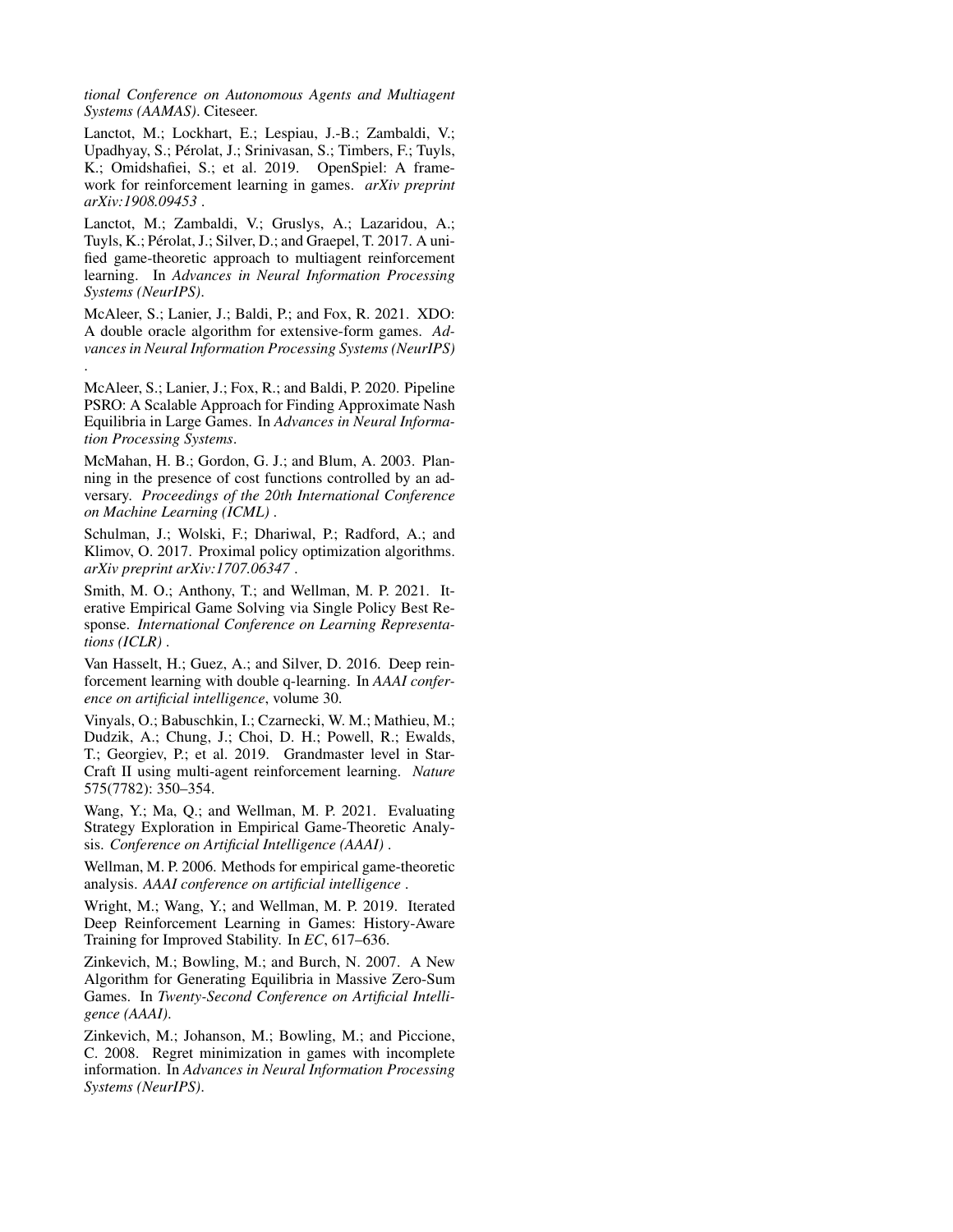*tional Conference on Autonomous Agents and Multiagent Systems (AAMAS)*. Citeseer.

Lanctot, M.; Lockhart, E.; Lespiau, J.-B.; Zambaldi, V.; Upadhyay, S.; Pérolat, J.; Srinivasan, S.; Timbers, F.; Tuyls, K.; Omidshafiei, S.; et al. 2019. OpenSpiel: A framework for reinforcement learning in games. *arXiv preprint arXiv:1908.09453* .

Lanctot, M.; Zambaldi, V.; Gruslys, A.; Lazaridou, A.; Tuyls, K.; Pérolat, J.; Silver, D.; and Graepel, T. 2017. A unified game-theoretic approach to multiagent reinforcement learning. In *Advances in Neural Information Processing Systems (NeurIPS)*.

McAleer, S.; Lanier, J.; Baldi, P.; and Fox, R. 2021. XDO: A double oracle algorithm for extensive-form games. *Advances in Neural Information Processing Systems (NeurIPS)* .

McAleer, S.; Lanier, J.; Fox, R.; and Baldi, P. 2020. Pipeline PSRO: A Scalable Approach for Finding Approximate Nash Equilibria in Large Games. In *Advances in Neural Information Processing Systems*.

McMahan, H. B.; Gordon, G. J.; and Blum, A. 2003. Planning in the presence of cost functions controlled by an adversary. *Proceedings of the 20th International Conference on Machine Learning (ICML)* .

Schulman, J.; Wolski, F.; Dhariwal, P.; Radford, A.; and Klimov, O. 2017. Proximal policy optimization algorithms. *arXiv preprint arXiv:1707.06347* .

Smith, M. O.; Anthony, T.; and Wellman, M. P. 2021. Iterative Empirical Game Solving via Single Policy Best Response. *International Conference on Learning Representations (ICLR)* .

Van Hasselt, H.; Guez, A.; and Silver, D. 2016. Deep reinforcement learning with double q-learning. In *AAAI conference on artificial intelligence*, volume 30.

Vinyals, O.; Babuschkin, I.; Czarnecki, W. M.; Mathieu, M.; Dudzik, A.; Chung, J.; Choi, D. H.; Powell, R.; Ewalds, T.; Georgiev, P.; et al. 2019. Grandmaster level in StarCraft II using multi-agent reinforcement learning. *Nature* 575(7782): 350–354.

Wang, Y.; Ma, Q.; and Wellman, M. P. 2021. Evaluating Strategy Exploration in Empirical Game-Theoretic Analysis. *Conference on Artificial Intelligence (AAAI)* .

Wellman, M. P. 2006. Methods for empirical game-theoretic analysis. *AAAI conference on artificial intelligence* .

Wright, M.; Wang, Y.; and Wellman, M. P. 2019. Iterated Deep Reinforcement Learning in Games: History-Aware Training for Improved Stability. In *EC*, 617–636.

Zinkevich, M.; Bowling, M.; and Burch, N. 2007. A New Algorithm for Generating Equilibria in Massive Zero-Sum Games. In *Twenty-Second Conference on Artificial Intelligence (AAAI)*.

Zinkevich, M.; Johanson, M.; Bowling, M.; and Piccione, C. 2008. Regret minimization in games with incomplete information. In *Advances in Neural Information Processing Systems (NeurIPS)*.